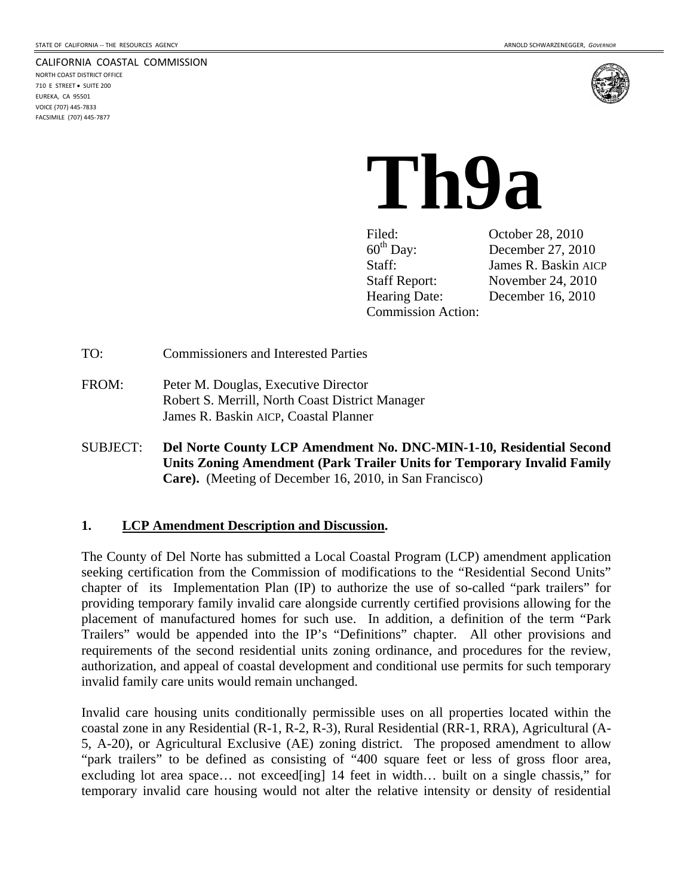STATE OF CALIFORNIA -- THE RESOURCES AGENCY

ARNOLD SCHWARZENEGGER, *GOVERNOR*

CALIFORNIA COASTAL COMMISSION
NORTH COAST DISTRICT OFFICE
710 E STREET • SUITE 200
EUREKA, CA 95501
VOICE (707) 445-7833
FACSIMILE (707) 445-7877

# Th9a

| | |
|---|---|
| Filed: | October 28, 2010 |
| 60th Day: | December 27, 2010 |
| Staff: | James R. Baskin AICP |
| Staff Report: | November 24, 2010 |
| Hearing Date: | December 16, 2010 |
| Commission Action: | |

TO: Commissioners and Interested Parties

FROM: Peter M. Douglas, Executive Director
Robert S. Merrill, North Coast District Manager
James R. Baskin AICP, Coastal Planner

SUBJECT: **Del Norte County LCP Amendment No. DNC-MIN-1-10, Residential Second Units Zoning Amendment (Park Trailer Units for Temporary Invalid Family Care).** (Meeting of December 16, 2010, in San Francisco)

## 1. LCP Amendment Description and Discussion.

The County of Del Norte has submitted a Local Coastal Program (LCP) amendment application seeking certification from the Commission of modifications to the "Residential Second Units" chapter of its Implementation Plan (IP) to authorize the use of so-called "park trailers" for providing temporary family invalid care alongside currently certified provisions allowing for the placement of manufactured homes for such use. In addition, a definition of the term "Park Trailers" would be appended into the IP's "Definitions" chapter. All other provisions and requirements of the second residential units zoning ordinance, and procedures for the review, authorization, and appeal of coastal development and conditional use permits for such temporary invalid family care units would remain unchanged.

Invalid care housing units conditionally permissible uses on all properties located within the coastal zone in any Residential (R-1, R-2, R-3), Rural Residential (RR-1, RRA), Agricultural (A-5, A-20), or Agricultural Exclusive (AE) zoning district. The proposed amendment to allow "park trailers" to be defined as consisting of "400 square feet or less of gross floor area, excluding lot area space… not exceed[ing] 14 feet in width… built on a single chassis," for temporary invalid care housing would not alter the relative intensity or density of residential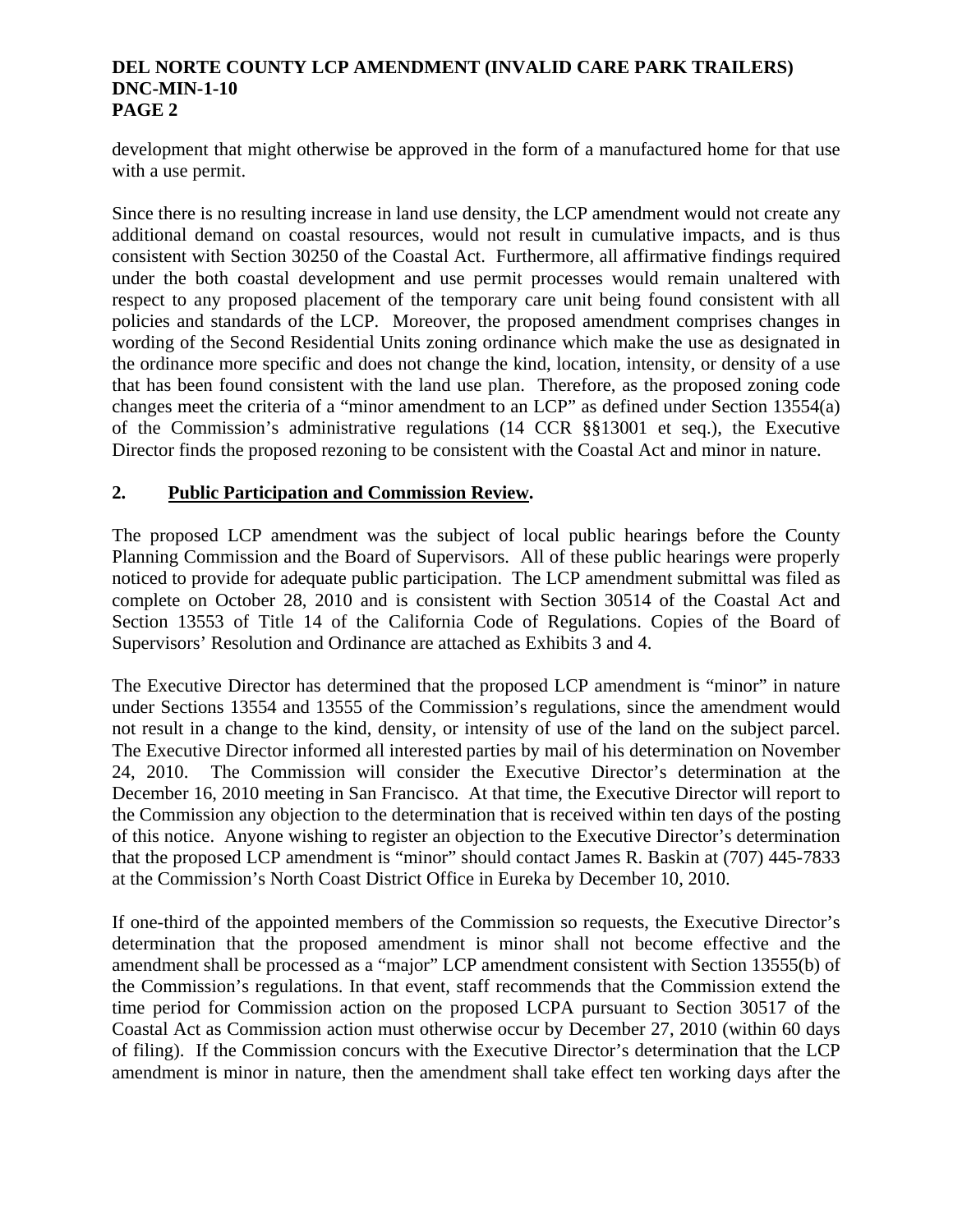development that might otherwise be approved in the form of a manufactured home for that use with a use permit.

Since there is no resulting increase in land use density, the LCP amendment would not create any additional demand on coastal resources, would not result in cumulative impacts, and is thus consistent with Section 30250 of the Coastal Act. Furthermore, all affirmative findings required under the both coastal development and use permit processes would remain unaltered with respect to any proposed placement of the temporary care unit being found consistent with all policies and standards of the LCP. Moreover, the proposed amendment comprises changes in wording of the Second Residential Units zoning ordinance which make the use as designated in the ordinance more specific and does not change the kind, location, intensity, or density of a use that has been found consistent with the land use plan. Therefore, as the proposed zoning code changes meet the criteria of a "minor amendment to an LCP" as defined under Section 13554(a) of the Commission's administrative regulations (14 CCR §§13001 et seq.), the Executive Director finds the proposed rezoning to be consistent with the Coastal Act and minor in nature.

## 2. Public Participation and Commission Review.

The proposed LCP amendment was the subject of local public hearings before the County Planning Commission and the Board of Supervisors. All of these public hearings were properly noticed to provide for adequate public participation. The LCP amendment submittal was filed as complete on October 28, 2010 and is consistent with Section 30514 of the Coastal Act and Section 13553 of Title 14 of the California Code of Regulations. Copies of the Board of Supervisors' Resolution and Ordinance are attached as Exhibits 3 and 4.

The Executive Director has determined that the proposed LCP amendment is "minor" in nature under Sections 13554 and 13555 of the Commission's regulations, since the amendment would not result in a change to the kind, density, or intensity of use of the land on the subject parcel. The Executive Director informed all interested parties by mail of his determination on November 24, 2010. The Commission will consider the Executive Director's determination at the December 16, 2010 meeting in San Francisco. At that time, the Executive Director will report to the Commission any objection to the determination that is received within ten days of the posting of this notice. Anyone wishing to register an objection to the Executive Director's determination that the proposed LCP amendment is "minor" should contact James R. Baskin at (707) 445-7833 at the Commission's North Coast District Office in Eureka by December 10, 2010.

If one-third of the appointed members of the Commission so requests, the Executive Director's determination that the proposed amendment is minor shall not become effective and the amendment shall be processed as a "major" LCP amendment consistent with Section 13555(b) of the Commission's regulations. In that event, staff recommends that the Commission extend the time period for Commission action on the proposed LCPA pursuant to Section 30517 of the Coastal Act as Commission action must otherwise occur by December 27, 2010 (within 60 days of filing). If the Commission concurs with the Executive Director's determination that the LCP amendment is minor in nature, then the amendment shall take effect ten working days after the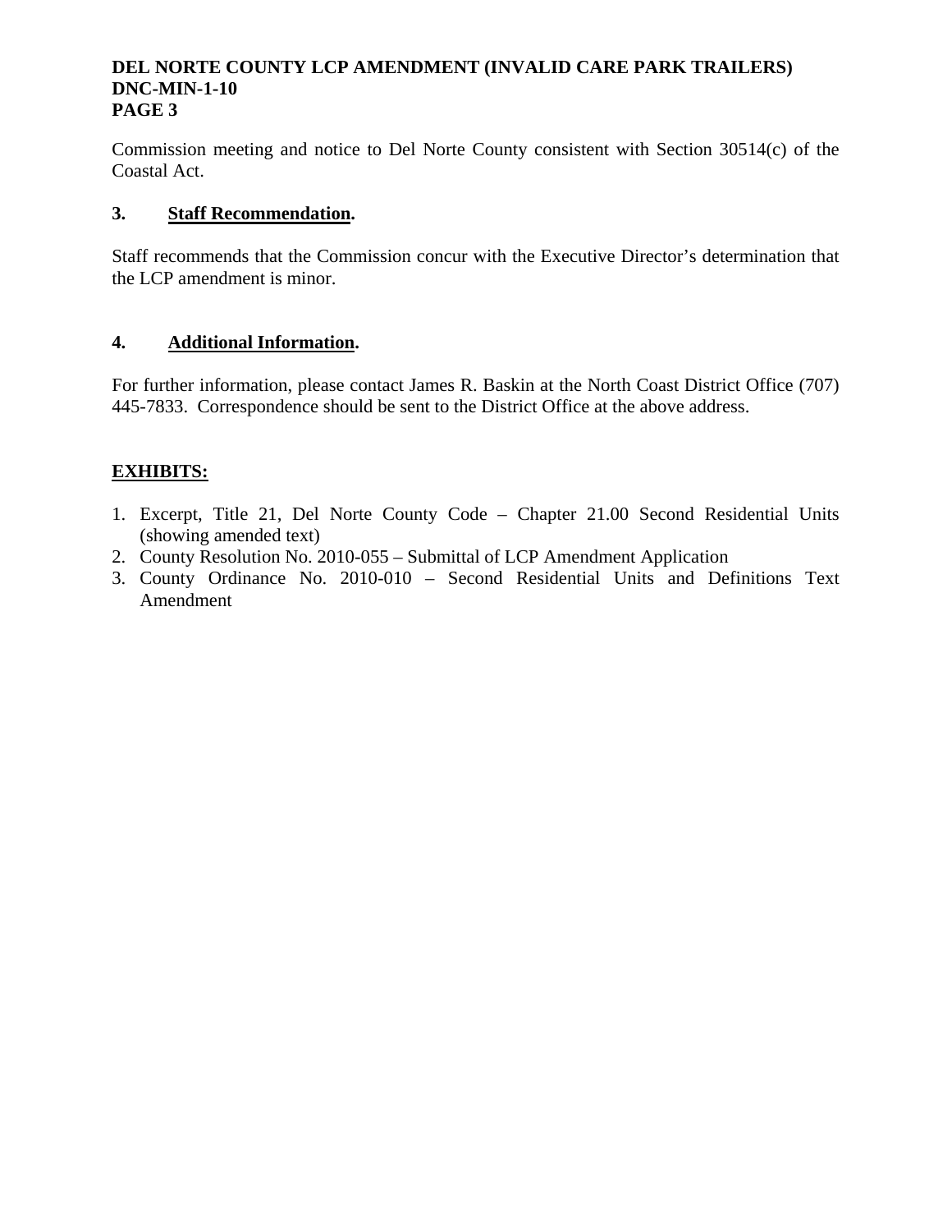Commission meeting and notice to Del Norte County consistent with Section 30514(c) of the Coastal Act.

### 3. **Staff Recommendation**.

Staff recommends that the Commission concur with the Executive Director's determination that the LCP amendment is minor.

### 4. **Additional Information**.

For further information, please contact James R. Baskin at the North Coast District Office (707) 445-7833. Correspondence should be sent to the District Office at the above address.

## **EXHIBITS:**

1. Excerpt, Title 21, Del Norte County Code – Chapter 21.00 Second Residential Units (showing amended text)
2. County Resolution No. 2010-055 – Submittal of LCP Amendment Application
3. County Ordinance No. 2010-010 – Second Residential Units and Definitions Text Amendment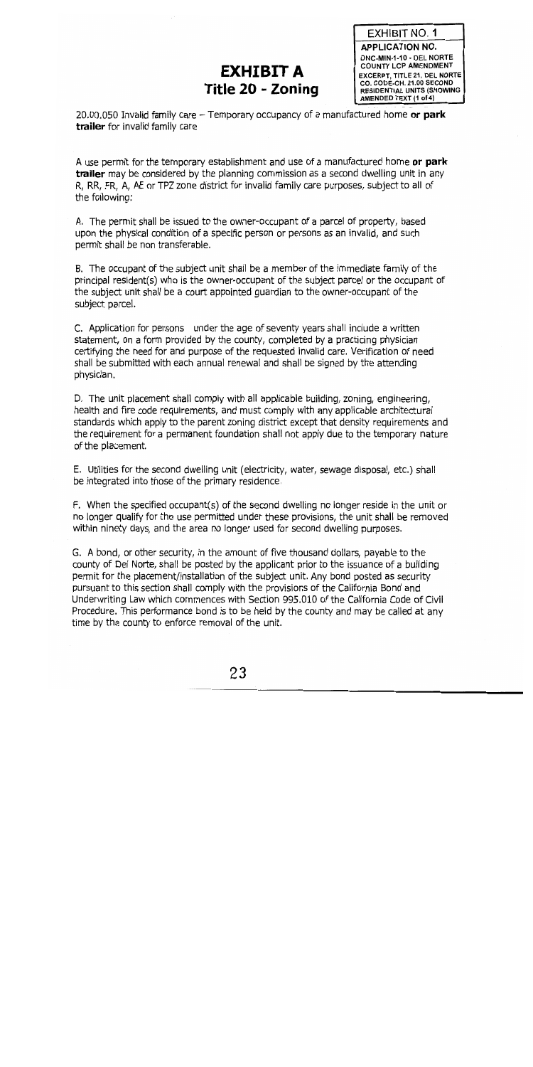**EXHIBIT NO. 1**

**APPLICATION NO.**

**DNC-MIN-1-10 - DEL NORTE COUNTY LCP AMENDMENT**

**EXCERPT, TITLE 21, DEL NORTE CO. CODE-CH. 21.00 SECOND RESIDENTIAL UNITS (SHOWING AMENDED TEXT (1 of 4)**

# EXHIBIT A
## Title 20 - Zoning

20.00.050 Invalid family care – Temporary occupancy of a manufactured home **or park trailer** for invalid family care

A use permit for the temporary establishment and use of a manufactured home **or park trailer** may be considered by the planning commission as a second dwelling unit in any R, RR, FR, A, AE or TPZ zone district for invalid family care purposes, subject to all of the following:

A. The permit shall be issued to the owner-occupant of a parcel of property, based upon the physical condition of a specific person or persons as an invalid, and such permit shall be non transferable.

B. The occupant of the subject unit shall be a member of the immediate family of the principal resident(s) who is the owner-occupant of the subject parcel or the occupant of the subject unit shall be a court appointed guardian to the owner-occupant of the subject parcel.

C. Application for persons under the age of seventy years shall include a written statement, on a form provided by the county, completed by a practicing physician certifying the need for and purpose of the requested invalid care. Verification of need shall be submitted with each annual renewal and shall be signed by the attending physician.

D. The unit placement shall comply with all applicable building, zoning, engineering, health and fire code requirements, and must comply with any applicable architectural standards which apply to the parent zoning district except that density requirements and the requirement for a permanent foundation shall not apply due to the temporary nature of the placement.

E. Utilities for the second dwelling unit (electricity, water, sewage disposal, etc.) shall be integrated into those of the primary residence.

F. When the specified occupant(s) of the second dwelling no longer reside in the unit or no longer qualify for the use permitted under these provisions, the unit shall be removed within ninety days, and the area no longer used for second dwelling purposes.

G. A bond, or other security, in the amount of five thousand dollars, payable to the county of Del Norte, shall be posted by the applicant prior to the issuance of a building permit for the placement/installation of the subject unit. Any bond posted as security pursuant to this section shall comply with the provisions of the California Bond and Underwriting Law which commences with Section 995.010 of the California Code of Civil Procedure. This performance bond is to be held by the county and may be called at any time by the county to enforce removal of the unit.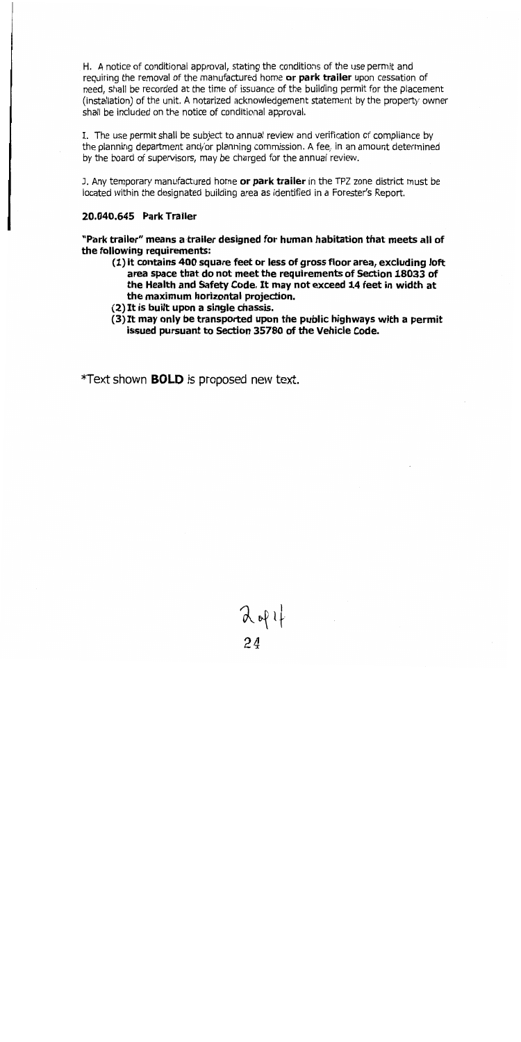H. A notice of conditional approval, stating the conditions of the use permit and requiring the removal of the manufactured home **or park trailer** upon cessation of need, shall be recorded at the time of issuance of the building permit for the placement (installation) of the unit. A notarized acknowledgement statement by the property owner shall be included on the notice of conditional approval.

I. The use permit shall be subject to annual review and verification of compliance by the planning department and/or planning commission. A fee, in an amount determined by the board of supervisors, may be charged for the annual review.

J. Any temporary manufactured home **or park trailer** in the TPZ zone district must be located within the designated building area as identified in a Forester's Report.

**20.040.645 Park Trailer**

**"Park trailer" means a trailer designed for human habitation that meets all of the following requirements:**

- **(1) It contains 400 square feet or less of gross floor area, excluding loft area space that do not meet the requirements of Section 18033 of the Health and Safety Code. It may not exceed 14 feet in width at the maximum horizontal projection.**
- **(2) It is built upon a single chassis.**
- **(3) It may only be transported upon the public highways with a permit issued pursuant to Section 35780 of the Vehicle Code.**

*Text shown **BOLD** is proposed new text.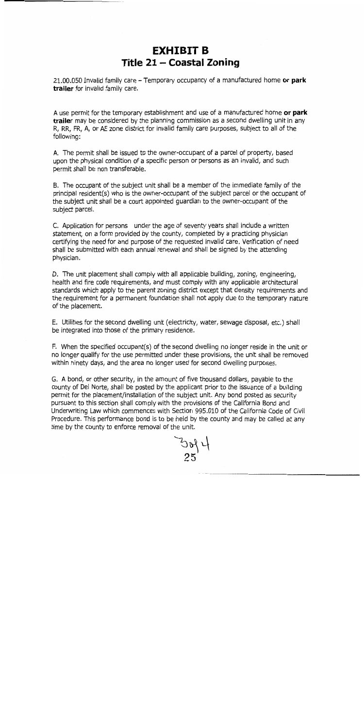# EXHIBIT B

## Title 21 – Coastal Zoning

21.00.050 Invalid family care – Temporary occupancy of a manufactured home **or park trailer** for invalid family care.

A use permit for the temporary establishment and use of a manufactured home **or park trailer** may be considered by the planning commission as a second dwelling unit in any R, RR, FR, A, or AE zone district for invalid family care purposes, subject to all of the following:

A. The permit shall be issued to the owner-occupant of a parcel of property, based upon the physical condition of a specific person or persons as an invalid, and such permit shall be non transferable.

B. The occupant of the subject unit shall be a member of the immediate family of the principal resident(s) who is the owner-occupant of the subject parcel or the occupant of the subject unit shall be a court appointed guardian to the owner-occupant of the subject parcel.

C. Application for persons under the age of seventy years shall include a written statement, on a form provided by the county, completed by a practicing physician certifying the need for and purpose of the requested invalid care. Verification of need shall be submitted with each annual renewal and shall be signed by the attending physician.

D. The unit placement shall comply with all applicable building, zoning, engineering, health and fire code requirements, and must comply with any applicable architectural standards which apply to the parent zoning district except that density requirements and the requirement for a permanent foundation shall not apply due to the temporary nature of the placement.

E. Utilities for the second dwelling unit (electricity, water, sewage disposal, etc.) shall be integrated into those of the primary residence.

F. When the specified occupant(s) of the second dwelling no longer reside in the unit or no longer qualify for the use permitted under these provisions, the unit shall be removed within ninety days, and the area no longer used for second dwelling purposes.

G. A bond, or other security, in the amount of five thousand dollars, payable to the county of Del Norte, shall be posted by the applicant prior to the issuance of a building permit for the placement/installation of the subject unit. Any bond posted as security pursuant to this section shall comply with the provisions of the California Bond and Underwriting Law which commences with Section 995.010 of the California Code of Civil Procedure. This performance bond is to be held by the county and may be called at any time by the county to enforce removal of the unit.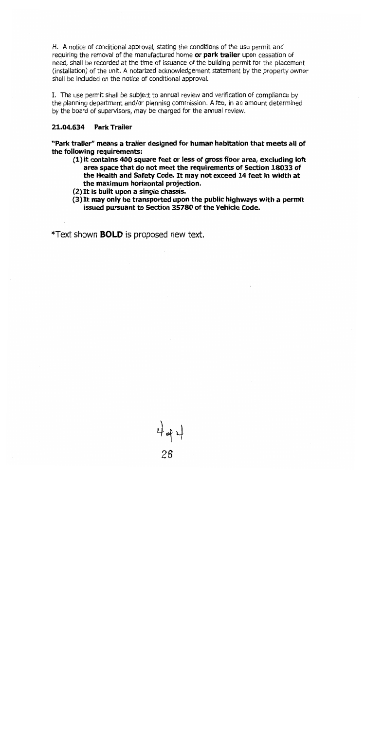H. A notice of conditional approval, stating the conditions of the use permit and requiring the removal of the manufactured home **or park trailer** upon cessation of need, shall be recorded at the time of issuance of the building permit for the placement (installation) of the unit. A notarized acknowledgement statement by the property owner shall be included on the notice of conditional approval.

I. The use permit shall be subject to annual review and verification of compliance by the planning department and/or planning commission. A fee, in an amount determined by the board of supervisors, may be charged for the annual review.

### 21.04.634 Park Trailer

**"Park trailer" means a trailer designed for human habitation that meets all of the following requirements:**

**(1) it contains 400 square feet or less of gross floor area, excluding loft area space that do not meet the requirements of Section 18033 of the Health and Safety Code. It may not exceed 14 feet in width at the maximum horizontal projection.**

**(2) It is built upon a single chassis.**

**(3) It may only be transported upon the public highways with a permit issued pursuant to Section 35780 of the Vehicle Code.**

*Text shown **BOLD** is proposed new text.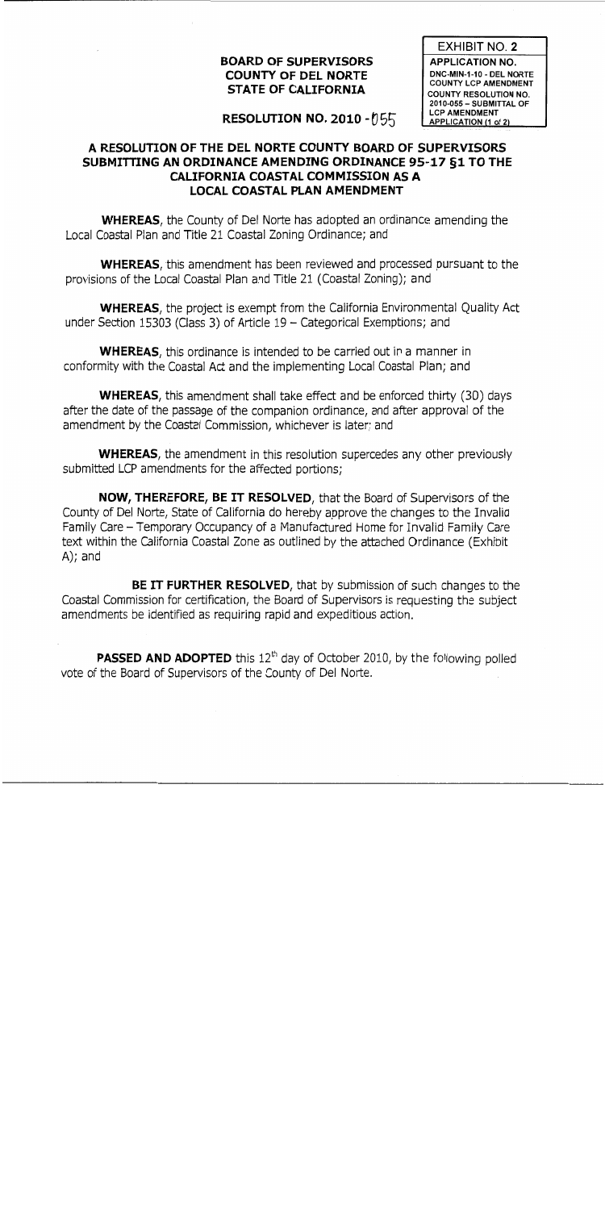**BOARD OF SUPERVISORS**
**COUNTY OF DEL NORTE**
**STATE OF CALIFORNIA**

EXHIBIT NO. 2
APPLICATION NO.
DNC-MIN-1-10 - DEL NORTE COUNTY LCP AMENDMENT
COUNTY RESOLUTION NO. 2010-055 – SUBMITTAL OF LCP AMENDMENT APPLICATION (1 of 2)

**RESOLUTION NO. 2010 - 055**

**A RESOLUTION OF THE DEL NORTE COUNTY BOARD OF SUPERVISORS SUBMITTING AN ORDINANCE AMENDING ORDINANCE 95-17 §1 TO THE CALIFORNIA COASTAL COMMISSION AS A LOCAL COASTAL PLAN AMENDMENT**

**WHEREAS**, the County of Del Norte has adopted an ordinance amending the Local Coastal Plan and Title 21 Coastal Zoning Ordinance; and

**WHEREAS**, this amendment has been reviewed and processed pursuant to the provisions of the Local Coastal Plan and Title 21 (Coastal Zoning); and

**WHEREAS**, the project is exempt from the California Environmental Quality Act under Section 15303 (Class 3) of Article 19 – Categorical Exemptions; and

**WHEREAS**, this ordinance is intended to be carried out in a manner in conformity with the Coastal Act and the implementing Local Coastal Plan; and

**WHEREAS**, this amendment shall take effect and be enforced thirty (30) days after the date of the passage of the companion ordinance, and after approval of the amendment by the Coastal Commission, whichever is later; and

**WHEREAS**, the amendment in this resolution supercedes any other previously submitted LCP amendments for the affected portions;

**NOW, THEREFORE, BE IT RESOLVED**, that the Board of Supervisors of the County of Del Norte, State of California do hereby approve the changes to the Invalid Family Care – Temporary Occupancy of a Manufactured Home for Invalid Family Care text within the California Coastal Zone as outlined by the attached Ordinance (Exhibit A); and

**BE IT FURTHER RESOLVED**, that by submission of such changes to the Coastal Commission for certification, the Board of Supervisors is requesting the subject amendments be identified as requiring rapid and expeditious action.

**PASSED AND ADOPTED** this 12th day of October 2010, by the following polled vote of the Board of Supervisors of the County of Del Norte.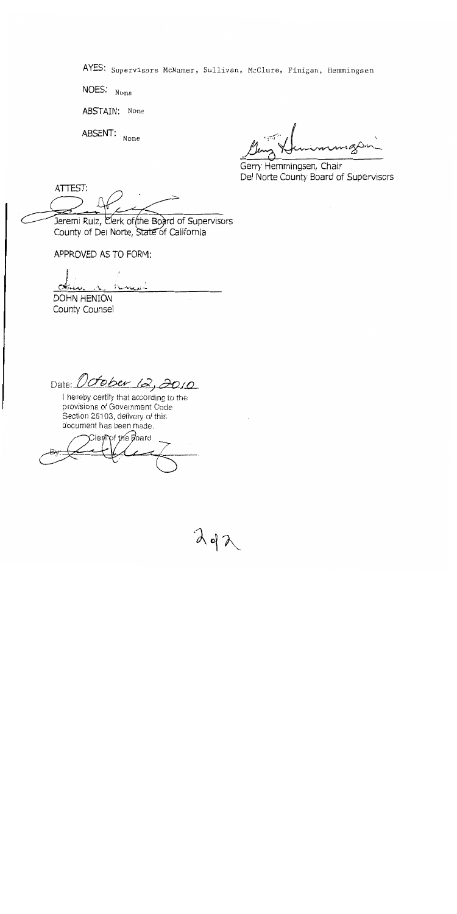AYES: Supervisors McNamer, Sullivan, McClure, Finigan, Hemmingsen

NOES: None

ABSTAIN: None

ABSENT: None

Gerry Hemmingsen, Chair
Del Norte County Board of Supervisors

ATTEST:

Jeremi Ruiz, Clerk of the Board of Supervisors
County of Del Norte, State of California

APPROVED AS TO FORM:

DOHN HENION
County Counsel

Date: October 12, 2010

I hereby certify that according to the provisions of Government Code Section 25103, delivery of this document has been made.

Clerk of the Board

By: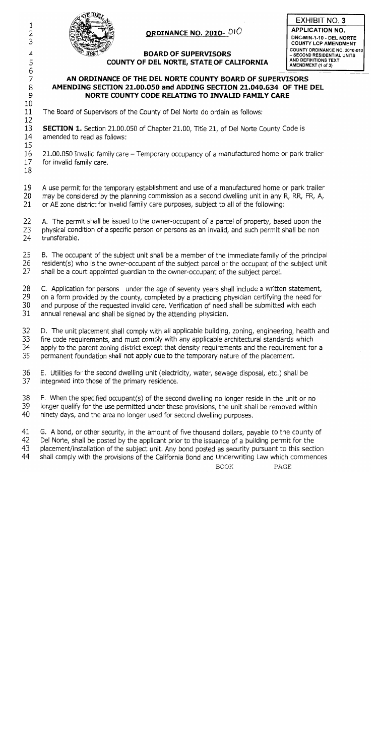**ORDINANCE NO. 2010- 010**

**EXHIBIT NO. 3**

**APPLICATION NO.**
**DNC-MIN-1-10 - DEL NORTE COUNTY LCP AMENDMENT COUNTY ORDINANCE NO. 2010-010 – SECOND RESIDENTIAL UNITS AND DEFINITIONS TEXT AMENDMENT (1 of 3)**

**BOARD OF SUPERVISORS**
**COUNTY OF DEL NORTE, STATE OF CALIFORNIA**

## AN ORDINANCE OF THE DEL NORTE COUNTY BOARD OF SUPERVISORS AMENDING SECTION 21.00.050 and ADDING SECTION 21.040.634 OF THE DEL NORTE COUNTY CODE RELATING TO INVALID FAMILY CARE

The Board of Supervisors of the County of Del Norte do ordain as follows:

**SECTION 1.** Section 21.00.050 of Chapter 21.00, Title 21, of Del Norte County Code is amended to read as follows:

21.00.050 Invalid family care – Temporary occupancy of a manufactured home or park trailer for invalid family care.

A use permit for the temporary establishment and use of a manufactured home or park trailer may be considered by the planning commission as a second dwelling unit in any R, RR, FR, A, or AE zone district for invalid family care purposes, subject to all of the following:

A. The permit shall be issued to the owner-occupant of a parcel of property, based upon the physical condition of a specific person or persons as an invalid, and such permit shall be non transferable.

B. The occupant of the subject unit shall be a member of the immediate family of the principal resident(s) who is the owner-occupant of the subject parcel or the occupant of the subject unit shall be a court appointed guardian to the owner-occupant of the subject parcel.

C. Application for persons under the age of seventy years shall include a written statement, on a form provided by the county, completed by a practicing physician certifying the need for and purpose of the requested invalid care. Verification of need shall be submitted with each annual renewal and shall be signed by the attending physician.

D. The unit placement shall comply with all applicable building, zoning, engineering, health and fire code requirements, and must comply with any applicable architectural standards which apply to the parent zoning district except that density requirements and the requirement for a permanent foundation shall not apply due to the temporary nature of the placement.

E. Utilities for the second dwelling unit (electricity, water, sewage disposal, etc.) shall be integrated into those of the primary residence.

F. When the specified occupant(s) of the second dwelling no longer reside in the unit or no longer qualify for the use permitted under these provisions, the unit shall be removed within ninety days, and the area no longer used for second dwelling purposes.

G. A bond, or other security, in the amount of five thousand dollars, payable to the county of Del Norte, shall be posted by the applicant prior to the issuance of a building permit for the placement/installation of the subject unit. Any bond posted as security pursuant to this section shall comply with the provisions of the California Bond and Underwriting Law which commences

BOOK PAGE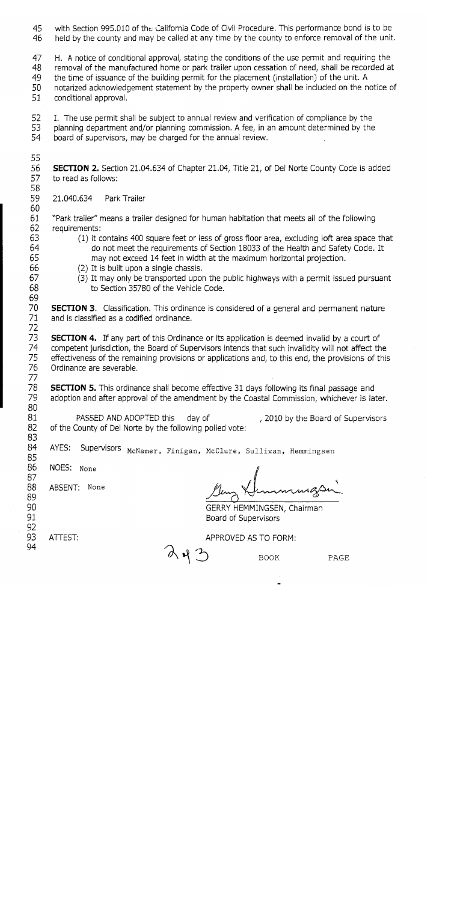with Section 995.010 of the California Code of Civil Procedure. This performance bond is to be held by the county and may be called at any time by the county to enforce removal of the unit.

H. A notice of conditional approval, stating the conditions of the use permit and requiring the removal of the manufactured home or park trailer upon cessation of need, shall be recorded at the time of issuance of the building permit for the placement (installation) of the unit. A notarized acknowledgement statement by the property owner shall be included on the notice of conditional approval.

I. The use permit shall be subject to annual review and verification of compliance by the planning department and/or planning commission. A fee, in an amount determined by the board of supervisors, may be charged for the annual review.

**SECTION 2.** Section 21.04.634 of Chapter 21.04, Title 21, of Del Norte County Code is added to read as follows:

21.040.634 Park Trailer

"Park trailer" means a trailer designed for human habitation that meets all of the following requirements:

(1) it contains 400 square feet or less of gross floor area, excluding loft area space that do not meet the requirements of Section 18033 of the Health and Safety Code. It may not exceed 14 feet in width at the maximum horizontal projection.

(2) It is built upon a single chassis.

(3) It may only be transported upon the public highways with a permit issued pursuant to Section 35780 of the Vehicle Code.

**SECTION 3**. Classification. This ordinance is considered of a general and permanent nature and is classified as a codified ordinance.

**SECTION 4.** If any part of this Ordinance or its application is deemed invalid by a court of competent jurisdiction, the Board of Supervisors intends that such invalidity will not affect the effectiveness of the remaining provisions or applications and, to this end, the provisions of this Ordinance are severable.

**SECTION 5.** This ordinance shall become effective 31 days following its final passage and adoption and after approval of the amendment by the Coastal Commission, whichever is later.

PASSED AND ADOPTED this day of , 2010 by the Board of Supervisors of the County of Del Norte by the following polled vote:

AYES: Supervisors McNamer, Finigan, McClure, Sullivan, Hemmingsen

NOES: None

ABSENT: None

GERRY HEMMINGSEN, Chairman
Board of Supervisors

ATTEST:

APPROVED AS TO FORM:

BOOK PAGE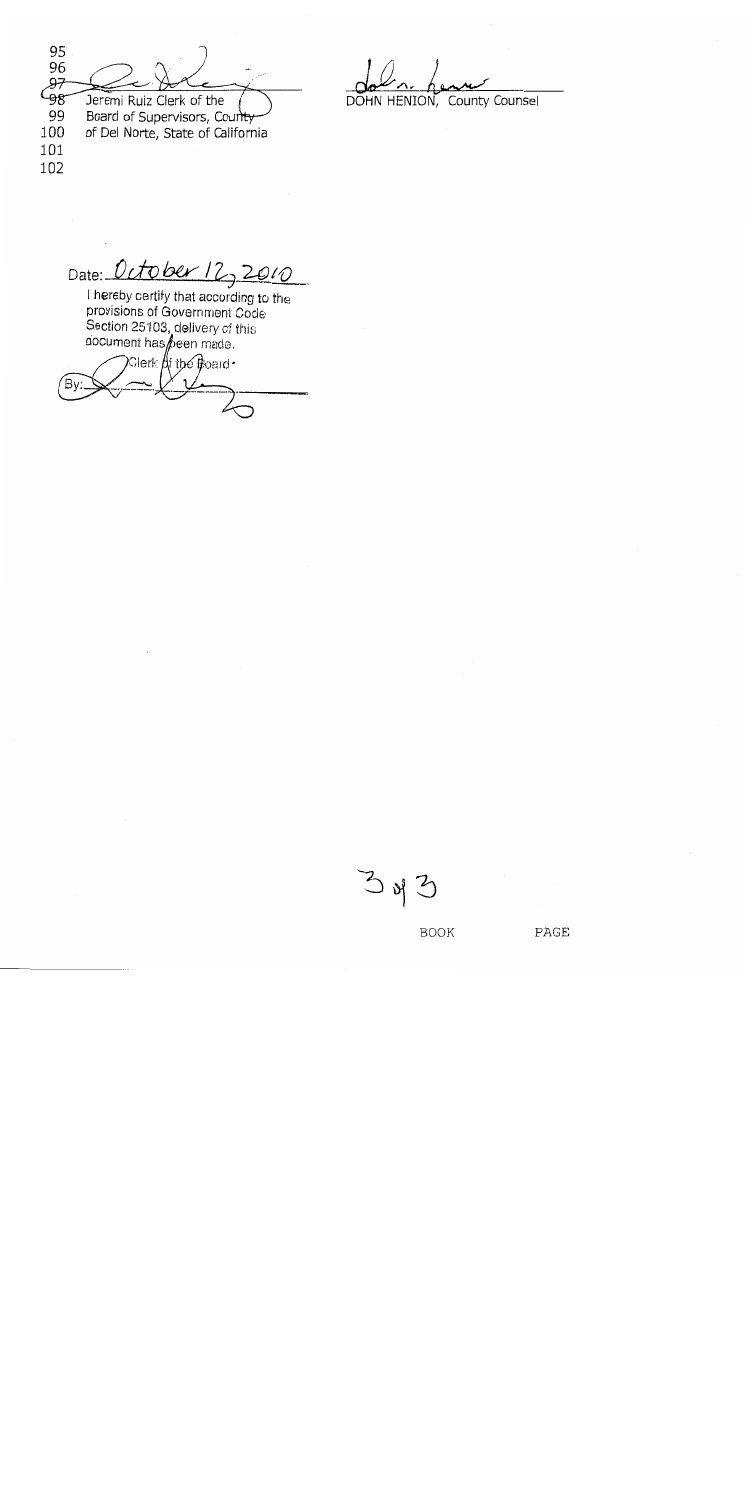95
96
97
98 Jeremi Ruiz Clerk of the
99 Board of Supervisors, County
100 of Del Norte, State of California
101
102

DOHN HENION, County Counsel

Date: October 12, 2010

I hereby certify that according to the provisions of Government Code Section 25103, delivery of this document has been made.

Clerk of the Board

By:

BOOK PAGE